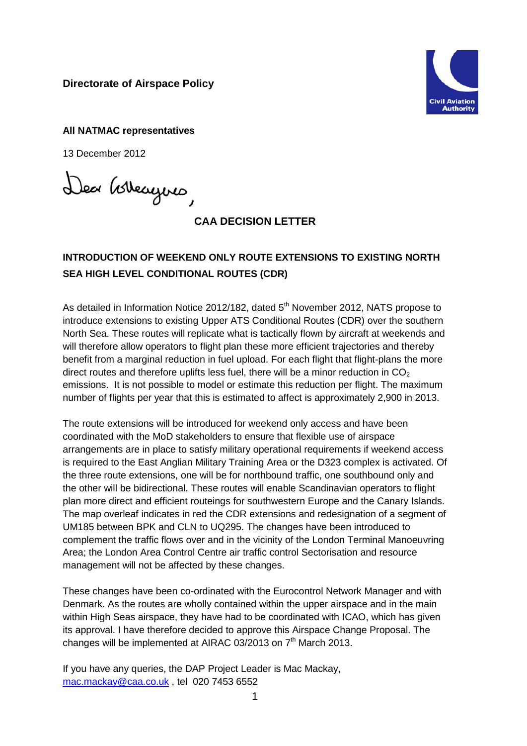**Directorate of Airspace Policy**

**All NATMAC representatives**

13 December 2012

Dear Colleagues,

**CAA DECISION LETTER**

**INTRODUCTION OF WEEKEND ONLY ROUTE EXTENSIONS TO EXISTING NORTH SEA HIGH LEVEL CONDITIONAL ROUTES (CDR)**

As detailed in Information Notice 2012/182, dated 5th November 2012, NATS propose to introduce extensions to existing Upper ATS Conditional Routes (CDR) over the southern North Sea. These routes will replicate what is tactically flown by aircraft at weekends and will therefore allow operators to flight plan these more efficient trajectories and thereby benefit from a marginal reduction in fuel upload. For each flight that flight-plans the more direct routes and therefore uplifts less fuel, there will be a minor reduction in $CO_2$ emissions. It is not possible to model or estimate this reduction per flight. The maximum number of flights per year that this is estimated to affect is approximately 2,900 in 2013.

The route extensions will be introduced for weekend only access and have been coordinated with the MoD stakeholders to ensure that flexible use of airspace arrangements are in place to satisfy military operational requirements if weekend access is required to the East Anglian Military Training Area or the D323 complex is activated. Of the three route extensions, one will be for northbound traffic, one southbound only and the other will be bidirectional. These routes will enable Scandinavian operators to flight plan more direct and efficient routeings for southwestern Europe and the Canary Islands. The map overleaf indicates in red the CDR extensions and redesignation of a segment of UM185 between BPK and CLN to UQ295. The changes have been introduced to complement the traffic flows over and in the vicinity of the London Terminal Manoeuvring Area; the London Area Control Centre air traffic control Sectorisation and resource management will not be affected by these changes.

These changes have been co-ordinated with the Eurocontrol Network Manager and with Denmark. As the routes are wholly contained within the upper airspace and in the main within High Seas airspace, they have had to be coordinated with ICAO, which has given its approval. I have therefore decided to approve this Airspace Change Proposal. The changes will be implemented at AIRAC 03/2013 on 7th March 2013.

If you have any queries, the DAP Project Leader is Mac Mackay, mac.mackay@caa.co.uk , tel 020 7453 6552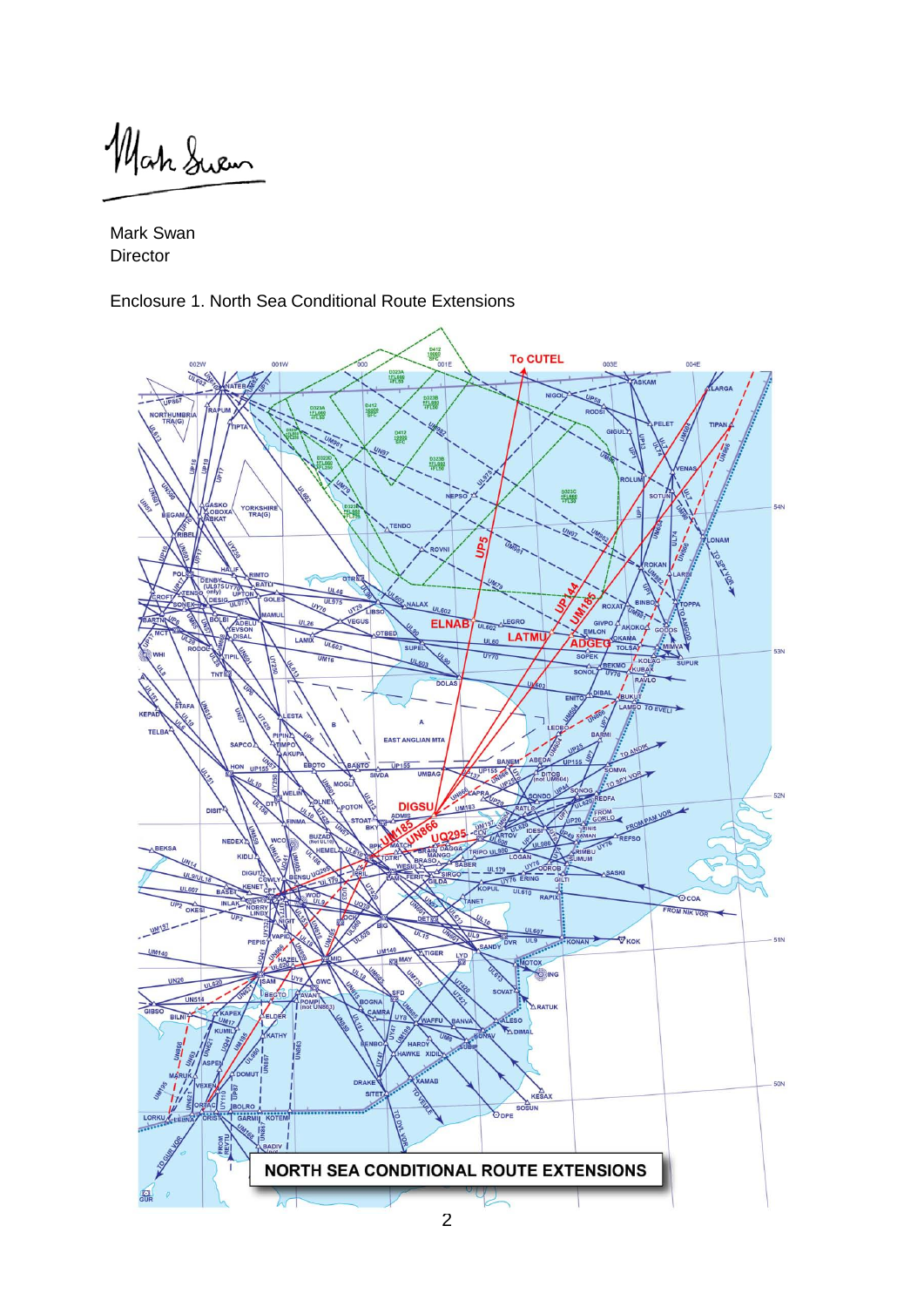Mark Swan
Director

Enclosure 1. North Sea Conditional Route Extensions

NORTH SEA CONDITIONAL ROUTE EXTENSIONS